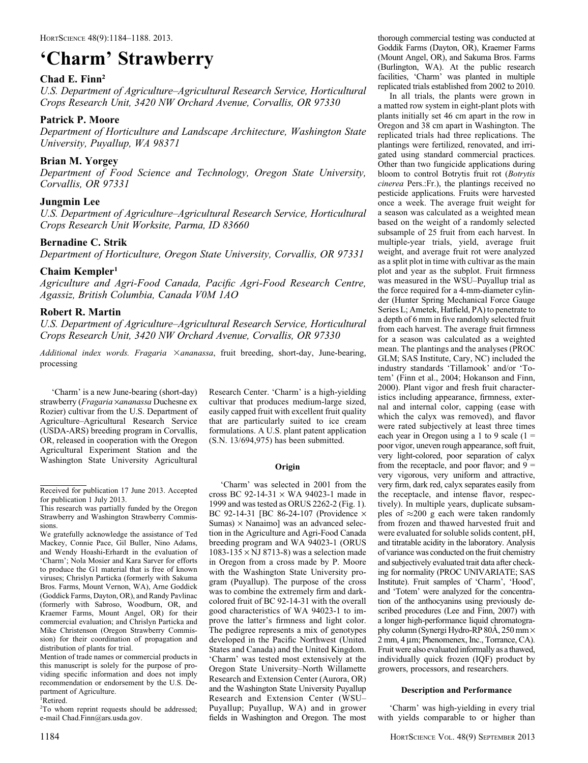# 'Charm' Strawberry

**Chad E. Finn**[2]

*U.S. Department of Agriculture–Agricultural Research Service, Horticultural Crops Research Unit, 3420 NW Orchard Avenue, Corvallis, OR 97330*

**Patrick P. Moore**

*Department of Horticulture and Landscape Architecture, Washington State University, Puyallup, WA 98371*

**Brian M. Yorgey**

*Department of Food Science and Technology, Oregon State University, Corvallis, OR 97331*

**Jungmin Lee**

*U.S. Department of Agriculture–Agricultural Research Service, Horticultural Crops Research Unit Worksite, Parma, ID 83660*

**Bernadine C. Strik**

*Department of Horticulture, Oregon State University, Corvallis, OR 97331*

**Chaim Kempler**[1]

*Agriculture and Agri-Food Canada, Pacific Agri-Food Research Centre, Agassiz, British Columbia, Canada V0M 1AO*

**Robert R. Martin**

*U.S. Department of Agriculture–Agricultural Research Service, Horticultural Crops Research Unit, 3420 NW Orchard Avenue, Corvallis, OR 97330*

*Additional index words.* *Fragaria ×ananassa*, fruit breeding, short-day, June-bearing, processing

'Charm' is a new June-bearing (short-day) strawberry (*Fragaria ×ananassa* Duchesne ex Rozier) cultivar from the U.S. Department of Agriculture–Agricultural Research Service (USDA-ARS) breeding program in Corvallis, OR, released in cooperation with the Oregon Agricultural Experiment Station and the Washington State University Agricultural Research Center. 'Charm' is a high-yielding cultivar that produces medium-large sized, easily capped fruit with excellent fruit quality that are particularly suited to ice cream formulations. A U.S. plant patent application (S.N. 13/694,975) has been submitted.

Received for publication 17 June 2013. Accepted for publication 1 July 2013.

This research was partially funded by the Oregon Strawberry and Washington Strawberry Commissions.

We gratefully acknowledge the assistance of Ted Mackey, Connie Pace, Gil Buller, Nino Adams, and Wendy Hoashi-Erhardt in the evaluation of 'Charm'; Nola Mosier and Kara Sarver for efforts to produce the G1 material that is free of known viruses; Chrislyn Particka (formerly with Sakuma Bros. Farms, Mount Vernon, WA), Arne Goddick (Goddick Farms, Dayton, OR), and Randy Pavlinac (formerly with Sabroso, Woodburn, OR, and Kraemer Farms, Mount Angel, OR) for their commercial evaluation; and Chrislyn Particka and Mike Christenson (Oregon Strawberry Commission) for their coordination of propagation and distribution of plants for trial.

Mention of trade names or commercial products in this manuscript is solely for the purpose of providing specific information and does not imply recommendation or endorsement by the U.S. Department of Agriculture.

[1]Retired.

[2]To whom reprint requests should be addressed; e-mail Chad.Finn@ars.usda.gov.

## Origin

'Charm' was selected in 2001 from the cross BC 92-14-31 × WA 94023-1 made in 1999 and was tested as ORUS 2262-2 (Fig. 1). BC 92-14-31 [BC 86-24-107 (Providence × Sumas) × Nanaimo] was an advanced selection in the Agriculture and Agri-Food Canada breeding program and WA 94023-1 (ORUS 1083-135 × NJ 8713-8) was a selection made in Oregon from a cross made by P. Moore with the Washington State University program (Puyallup). The purpose of the cross was to combine the extremely firm and dark-colored fruit of BC 92-14-31 with the overall good characteristics of WA 94023-1 to improve the latter's firmness and light color. The pedigree represents a mix of genotypes developed in the Pacific Northwest (United States and Canada) and the United Kingdom. 'Charm' was tested most extensively at the Oregon State University–North Willamette Research and Extension Center (Aurora, OR) and the Washington State University Puyallup Research and Extension Center (WSU–Puyallup; Puyallup, WA) and in grower fields in Washington and Oregon. The most thorough commercial testing was conducted at Goddik Farms (Dayton, OR), Kraemer Farms (Mount Angel, OR), and Sakuma Bros. Farms (Burlington, WA). At the public research facilities, 'Charm' was planted in multiple replicated trials established from 2002 to 2010.

In all trials, the plants were grown in a matted row system in eight-plant plots with plants initially set 46 cm apart in the row in Oregon and 38 cm apart in Washington. The replicated trials had three replications. The plantings were fertilized, renovated, and irrigated using standard commercial practices. Other than two fungicide applications during bloom to control Botrytis fruit rot (*Botrytis cinerea* Pers.:Fr.), the plantings received no pesticide applications. Fruits were harvested once a week. The average fruit weight for a season was calculated as a weighted mean based on the weight of a randomly selected subsample of 25 fruit from each harvest. In multiple-year trials, yield, average fruit weight, and average fruit rot were analyzed as a split plot in time with cultivar as the main plot and year as the subplot. Fruit firmness was measured in the WSU–Puyallup trial as the force required for a 4-mm-diameter cylinder (Hunter Spring Mechanical Force Gauge Series L; Ametek, Hatfield, PA) to penetrate to a depth of 6 mm in five randomly selected fruit from each harvest. The average fruit firmness for a season was calculated as a weighted mean. The plantings and the analyses (PROC GLM; SAS Institute, Cary, NC) included the industry standards 'Tillamook' and/or 'Totem' (Finn et al., 2004; Hokanson and Finn, 2000). Plant vigor and fresh fruit characteristics including appearance, firmness, external and internal color, capping (ease with which the calyx was removed), and flavor were rated subjectively at least three times each year in Oregon using a 1 to 9 scale (1 = poor vigor, uneven rough appearance, soft fruit, very light-colored, poor separation of calyx from the receptacle, and poor flavor; and 9 = very vigorous, very uniform and attractive, very firm, dark red, calyx separates easily from the receptacle, and intense flavor, respectively). In multiple years, duplicate subsamples of ≈200 g each were taken randomly from frozen and thawed harvested fruit and were evaluated for soluble solids content, pH, and titratable acidity in the laboratory. Analysis of variance was conducted on the fruit chemistry and subjectively evaluated trait data after checking for normality (PROC UNIVARIATE; SAS Institute). Fruit samples of 'Charm', 'Hood', and 'Totem' were analyzed for the concentration of the anthocyanins using previously described procedures (Lee and Finn, 2007) with a longer high-performance liquid chromatography column (Synergi Hydro-RP 80Å, 250 mm × 2 mm, 4 μm; Phenomenex, Inc., Torrance, CA). Fruit were also evaluated informally as a thawed, individually quick frozen (IQF) product by growers, processors, and researchers.

## Description and Performance

'Charm' was high-yielding in every trial with yields comparable to or higher than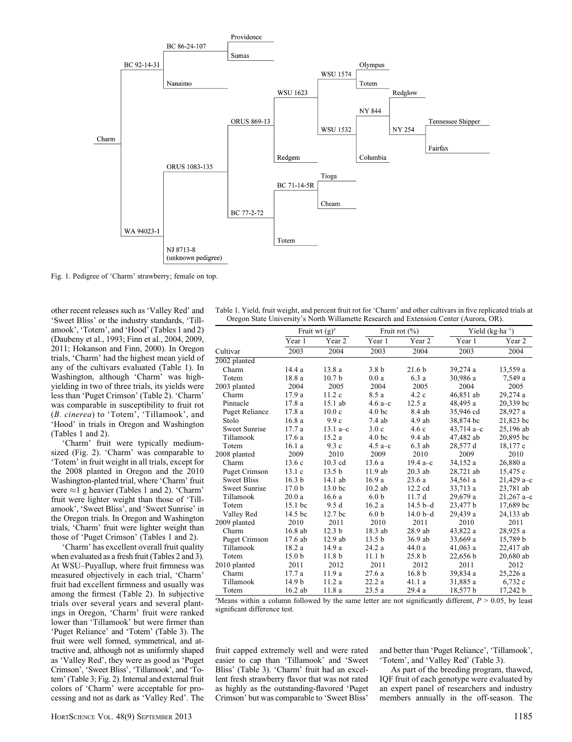- Charm
  - BC 92-14-31
    - BC 86-24-107
      - Providence
      - Sumas
    - Nanaimo
  - WA 94023-1
    - ORUS 1083-135
      - ORUS 869-13
        - WSU 1623
          - WSU 1574
            - Olympus
            - Totem
          - WSU 1532
            - NY 844
              - Redglow
              - NY 254
                - Tennessee Shipper
                - Fairfax
            - Columbia
        - Redgem
      - BC 77-2-72
        - BC 71-14-5R
          - Tioga
          - Cheam
        - Totem
    - NJ 8713-8 (unknown pedigree)

Fig. 1. Pedigree of 'Charm' strawberry; female on top.

other recent releases such as 'Valley Red' and 'Sweet Bliss' or the industry standards, 'Tillamook', 'Totem', and 'Hood' (Tables 1 and 2) (Daubeny et al., 1993; Finn et al., 2004, 2009, 2011; Hokanson and Finn, 2000). In Oregon trials, 'Charm' had the highest mean yield of any of the cultivars evaluated (Table 1). In Washington, although 'Charm' was high-yielding in two of three trials, its yields were less than 'Puget Crimson' (Table 2). 'Charm' was comparable in susceptibility to fruit rot (*B. cinerea*) to 'Totem', 'Tillamook', and 'Hood' in trials in Oregon and Washington (Tables 1 and 2).

'Charm' fruit were typically medium-sized (Fig. 2). 'Charm' was comparable to 'Totem' in fruit weight in all trials, except for the 2008 planted in Oregon and the 2010 Washington-planted trial, where 'Charm' fruit were ≈1 g heavier (Tables 1 and 2). 'Charm' fruit were lighter weight than those of 'Tillamook', 'Sweet Bliss', and 'Sweet Sunrise' in the Oregon trials. In Oregon and Washington trials, 'Charm' fruit were lighter weight than those of 'Puget Crimson' (Tables 1 and 2).

'Charm' has excellent overall fruit quality when evaluated as a fresh fruit (Tables 2 and 3). At WSU–Puyallup, where fruit firmness was measured objectively in each trial, 'Charm' fruit had excellent firmness and usually was among the firmest (Table 2). In subjective trials over several years and several plantings in Oregon, 'Charm' fruit were ranked lower than 'Tillamook' but were firmer than 'Puget Reliance' and 'Totem' (Table 3). The fruit were well formed, symmetrical, and attractive and, although not as uniformly shaped as 'Valley Red', they were as good as 'Puget Crimson', 'Sweet Bliss', 'Tillamook', and 'Totem' (Table 3; Fig. 2). Internal and external fruit colors of 'Charm' were acceptable for processing and not as dark as 'Valley Red'. The fruit capped extremely well and were rated easier to cap than 'Tillamook' and 'Sweet Bliss' (Table 3). 'Charm' fruit had an excellent fresh strawberry flavor that was not rated as highly as the outstanding-flavored 'Puget Crimson' but was comparable to 'Sweet Bliss' and better than 'Puget Reliance', 'Tillamook', 'Totem', and 'Valley Red' (Table 3).

As part of the breeding program, thawed, IQF fruit of each genotype were evaluated by an expert panel of researchers and industry members annually in the off-season. The

Table 1. Yield, fruit weight, and percent fruit rot for 'Charm' and other cultivars in five replicated trials at Oregon State University's North Willamette Research and Extension Center (Aurora, OR).

| | Fruit wt (g)[z] | | Fruit rot (%) | | Yield ($kg \cdot ha^{-1}$) | |
|---|---|---|---|---|---|---|
| | Year 1 | Year 2 | Year 1 | Year 2 | Year 1 | Year 2 |
| Cultivar | 2003 | 2004 | 2003 | 2004 | 2003 | 2004 |
| 2002 planted | | | | | | |
| Charm | 14.4 a | 13.8 a | 3.8 b | 21.6 b | 39,274 a | 13,559 a |
| Totem | 18.8 a | 10.7 b | 0.0 a | 6.3 a | 30,986 a | 7,549 a |
| 2003 planted | 2004 | 2005 | 2004 | 2005 | 2004 | 2005 |
| Charm | 17.9 a | 11.2 c | 8.5 a | 4.2 c | 46,851 ab | 29,274 a |
| Pinnacle | 17.8 a | 15.1 ab | 4.6 a–c | 12.5 a | 48,495 a | 20,339 bc |
| Puget Reliance | 17.8 a | 10.0 c | 4.0 bc | 8.4 ab | 35,946 cd | 28,927 a |
| Stolo | 16.8 a | 9.9 c | 7.4 ab | 4.9 ab | 38,874 bc | 21,823 bc |
| Sweet Sunrise | 17.7 a | 13.1 a–c | 3.0 c | 4.6 c | 43,714 a–c | 25,196 ab |
| Tillamook | 17.6 a | 15.2 a | 4.0 bc | 9.4 ab | 47,482 ab | 20,895 bc |
| Totem | 16.1 a | 9.3 c | 4.5 a–c | 6.3 ab | 28,577 d | 18,177 c |
| 2008 planted | 2009 | 2010 | 2009 | 2010 | 2009 | 2010 |
| Charm | 13.6 c | 10.3 cd | 13.6 a | 19.4 a–c | 34,152 a | 26,880 a |
| Puget Crimson | 13.1 c | 13.5 b | 11.9 ab | 20.3 ab | 28,721 ab | 15,475 c |
| Sweet Bliss | 16.3 b | 14.1 ab | 16.9 a | 23.6 a | 34,561 a | 21,429 a–c |
| Sweet Sunrise | 17.0 b | 13.0 bc | 10.2 ab | 12.2 cd | 33,713 a | 23,781 ab |
| Tillamook | 20.0 a | 16.6 a | 6.0 b | 11.7 d | 29,679 a | 21,267 a–c |
| Totem | 15.1 bc | 9.5 d | 16.2 a | 14.5 b–d | 23,477 b | 17,689 bc |
| Valley Red | 14.5 bc | 12.7 bc | 6.0 b | 14.0 b–d | 29,439 a | 24,133 ab |
| 2009 planted | 2010 | 2011 | 2010 | 2011 | 2010 | 2011 |
| Charm | 16.8 ab | 12.3 b | 18.3 ab | 28.9 ab | 43,822 a | 28,925 a |
| Puget Crimson | 17.6 ab | 12.9 ab | 13.5 b | 36.9 ab | 33,669 a | 15,789 b |
| Tillamook | 18.2 a | 14.9 a | 24.2 a | 44.0 a | 41,063 a | 22,417 ab |
| Totem | 15.0 b | 11.8 b | 11.1 b | 25.8 b | 22,656 b | 20,680 ab |
| 2010 planted | 2011 | 2012 | 2011 | 2012 | 2011 | 2012 |
| Charm | 17.7 a | 11.9 a | 27.6 a | 16.8 b | 39,834 a | 25,226 a |
| Tillamook | 14.9 b | 11.2 a | 22.2 a | 41.1 a | 31,885 a | 6,732 c |
| Totem | 16.2 ab | 11.8 a | 23.5 a | 29.4 a | 18,577 b | 17,242 b |

[z]Means within a column followed by the same letter are not significantly different, $P > 0.05$, by least significant difference test.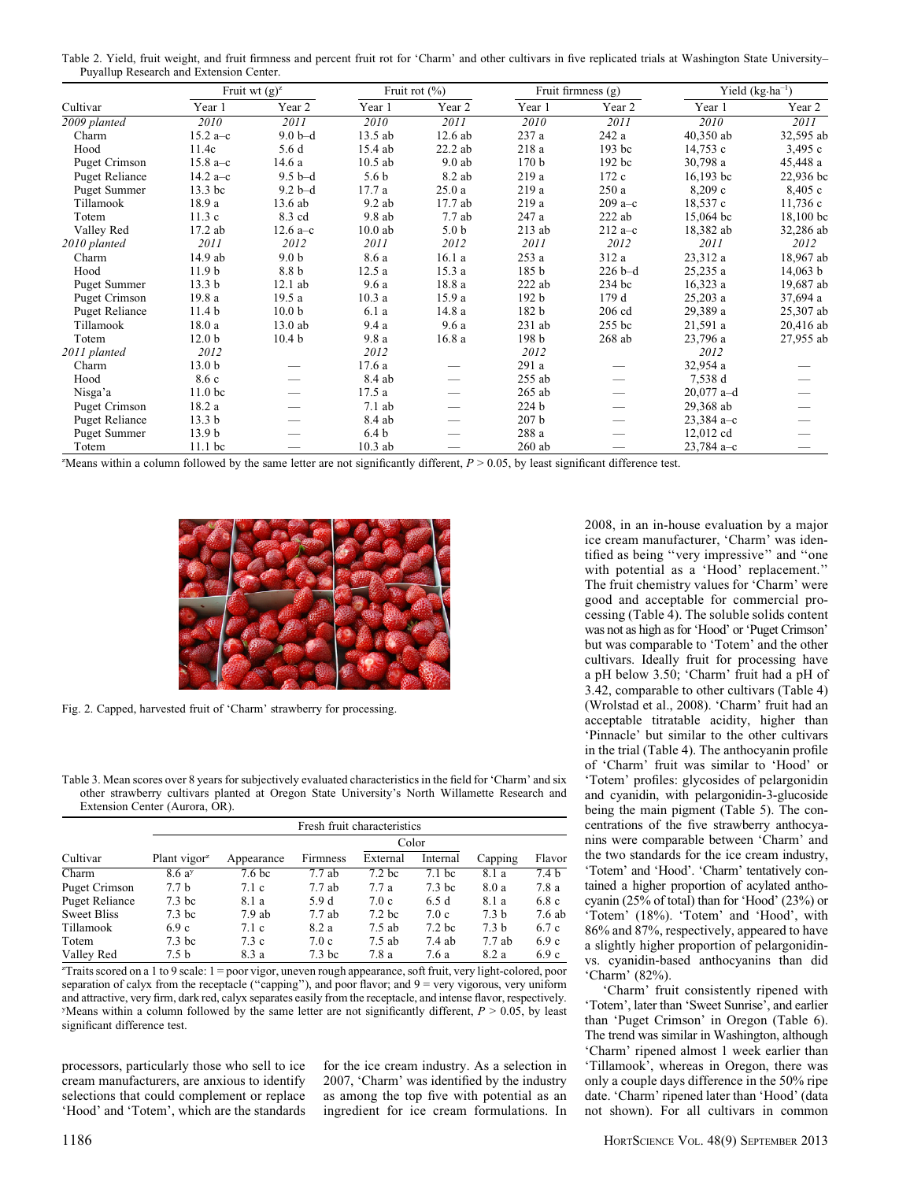Table 2. Yield, fruit weight, and fruit firmness and percent fruit rot for 'Charm' and other cultivars in five replicated trials at Washington State University–Puyallup Research and Extension Center.

| Cultivar | Fruit wt (g)[z] | | Fruit rot (%) | | Fruit firmness (g) | | Yield (kg·ha$^{-1}$) | |
|---|---|---|---|---|---|---|---|---|
| | Year 1 | Year 2 | Year 1 | Year 2 | Year 1 | Year 2 | Year 1 | Year 2 |
| *2009 planted* | *2010* | *2011* | *2010* | *2011* | *2010* | *2011* | *2010* | *2011* |
| Charm | 15.2 a–c | 9.0 b–d | 13.5 ab | 12.6 ab | 237 a | 242 a | 40,350 ab | 32,595 ab |
| Hood | 11.4c | 5.6 d | 15.4 ab | 22.2 ab | 218 a | 193 bc | 14,753 c | 3,495 c |
| Puget Crimson | 15.8 a–c | 14.6 a | 10.5 ab | 9.0 ab | 170 b | 192 bc | 30,798 a | 45,448 a |
| Puget Reliance | 14.2 a–c | 9.5 b–d | 5.6 b | 8.2 ab | 219 a | 172 c | 16,193 bc | 22,936 bc |
| Puget Summer | 13.3 bc | 9.2 b–d | 17.7 a | 25.0 a | 219 a | 250 a | 8,209 c | 8,405 c |
| Tillamook | 18.9 a | 13.6 ab | 9.2 ab | 17.7 ab | 219 a | 209 a–c | 18,537 c | 11,736 c |
| Totem | 11.3 c | 8.3 cd | 9.8 ab | 7.7 ab | 247 a | 222 ab | 15,064 bc | 18,100 bc |
| Valley Red | 17.2 ab | 12.6 a–c | 10.0 ab | 5.0 b | 213 ab | 212 a–c | 18,382 ab | 32,286 ab |
| *2010 planted* | *2011* | *2012* | *2011* | *2012* | *2011* | *2012* | *2011* | *2012* |
| Charm | 14.9 ab | 9.0 b | 8.6 a | 16.1 a | 253 a | 312 a | 23,312 a | 18,967 ab |
| Hood | 11.9 b | 8.8 b | 12.5 a | 15.3 a | 185 b | 226 b–d | 25,235 a | 14,063 b |
| Puget Summer | 13.3 b | 12.1 ab | 9.6 a | 18.8 a | 222 ab | 234 bc | 16,323 a | 19,687 ab |
| Puget Crimson | 19.8 a | 19.5 a | 10.3 a | 15.9 a | 192 b | 179 d | 25,203 a | 37,694 a |
| Puget Reliance | 11.4 b | 10.0 b | 6.1 a | 14.8 a | 182 b | 206 cd | 29,389 a | 25,307 ab |
| Tillamook | 18.0 a | 13.0 ab | 9.4 a | 9.6 a | 231 ab | 255 bc | 21,591 a | 20,416 ab |
| Totem | 12.0 b | 10.4 b | 9.8 a | 16.8 a | 198 b | 268 ab | 23,796 a | 27,955 ab |
| *2011 planted* | *2012* | | *2012* | | *2012* | | *2012* | |
| Charm | 13.0 b | — | 17.6 a | — | 291 a | — | 32,954 a | — |
| Hood | 8.6 c | — | 8.4 ab | — | 255 ab | — | 7,538 d | — |
| Nisga'a | 11.0 bc | — | 17.5 a | — | 265 ab | — | 20,077 a–d | — |
| Puget Crimson | 18.2 a | — | 7.1 ab | — | 224 b | — | 29,368 ab | — |
| Puget Reliance | 13.3 b | — | 8.4 ab | — | 207 b | — | 23,384 a–c | — |
| Puget Summer | 13.9 b | — | 6.4 b | — | 288 a | — | 12,012 cd | — |
| Totem | 11.1 bc | — | 10.3 ab | — | 260 ab | — | 23,784 a–c | — |

[z]Means within a column followed by the same letter are not significantly different, $P > 0.05$, by least significant difference test.

Fig. 2. Capped, harvested fruit of 'Charm' strawberry for processing.

Table 3. Mean scores over 8 years for subjectively evaluated characteristics in the field for 'Charm' and six other strawberry cultivars planted at Oregon State University's North Willamette Research and Extension Center (Aurora, OR).

| Cultivar | Fresh fruit characteristics | | | | | | |
|---|---|---|---|---|---|---|---|
| | | | | Color | | | |
| | Plant vigor[z] | Appearance | Firmness | External | Internal | Capping | Flavor |
| Charm | 8.6 a[y] | 7.6 bc | 7.7 ab | 7.2 bc | 7.1 bc | 8.1 a | 7.4 b |
| Puget Crimson | 7.7 b | 7.1 c | 7.7 ab | 7.7 a | 7.3 bc | 8.0 a | 7.8 a |
| Puget Reliance | 7.3 bc | 8.1 a | 5.9 d | 7.0 c | 6.5 d | 8.1 a | 6.8 c |
| Sweet Bliss | 7.3 bc | 7.9 ab | 7.7 ab | 7.2 bc | 7.0 c | 7.3 b | 7.6 ab |
| Tillamook | 6.9 c | 7.1 c | 8.2 a | 7.5 ab | 7.2 bc | 7.3 b | 6.7 c |
| Totem | 7.3 bc | 7.3 c | 7.0 c | 7.5 ab | 7.4 ab | 7.7 ab | 6.9 c |
| Valley Red | 7.5 b | 8.3 a | 7.3 bc | 7.8 a | 7.6 a | 8.2 a | 6.9 c |

[z]Traits scored on a 1 to 9 scale: 1 = poor vigor, uneven rough appearance, soft fruit, very light-colored, poor separation of calyx from the receptacle ("capping"), and poor flavor; and 9 = very vigorous, very uniform and attractive, very firm, dark red, calyx separates easily from the receptacle, and intense flavor, respectively.
[y]Means within a column followed by the same letter are not significantly different, $P > 0.05$, by least significant difference test.

processors, particularly those who sell to ice cream manufacturers, are anxious to identify selections that could complement or replace 'Hood' and 'Totem', which are the standards for the ice cream industry. As a selection in 2007, 'Charm' was identified by the industry as among the top five with potential as an ingredient for ice cream formulations. In 2008, in an in-house evaluation by a major ice cream manufacturer, 'Charm' was identified as being "very impressive" and "one with potential as a 'Hood' replacement." The fruit chemistry values for 'Charm' were good and acceptable for commercial processing (Table 4). The soluble solids content was not as high as for 'Hood' or 'Puget Crimson' but was comparable to 'Totem' and the other cultivars. Ideally fruit for processing have a pH below 3.50; 'Charm' fruit had a pH of 3.42, comparable to other cultivars (Table 4) (Wrolstad et al., 2008). 'Charm' fruit had an acceptable titratable acidity, higher than 'Pinnacle' but similar to the other cultivars in the trial (Table 4). The anthocyanin profile of 'Charm' fruit was similar to 'Hood' or 'Totem' profiles: glycosides of pelargonidin and cyanidin, with pelargonidin-3-glucoside being the main pigment (Table 5). The concentrations of the five strawberry anthocyanins were comparable between 'Charm' and the two standards for the ice cream industry, 'Totem' and 'Hood'. 'Charm' tentatively contained a higher proportion of acylated anthocyanin (25% of total) than for 'Hood' (23%) or 'Totem' (18%). 'Totem' and 'Hood', with 86% and 87%, respectively, appeared to have a slightly higher proportion of pelargonidin- vs. cyanidin-based anthocyanins than did 'Charm' (82%).

'Charm' fruit consistently ripened with 'Totem', later than 'Sweet Sunrise', and earlier than 'Puget Crimson' in Oregon (Table 6). The trend was similar in Washington, although 'Charm' ripened almost 1 week earlier than 'Tillamook', whereas in Oregon, there was only a couple days difference in the 50% ripe date. 'Charm' ripened later than 'Hood' (data not shown). For all cultivars in common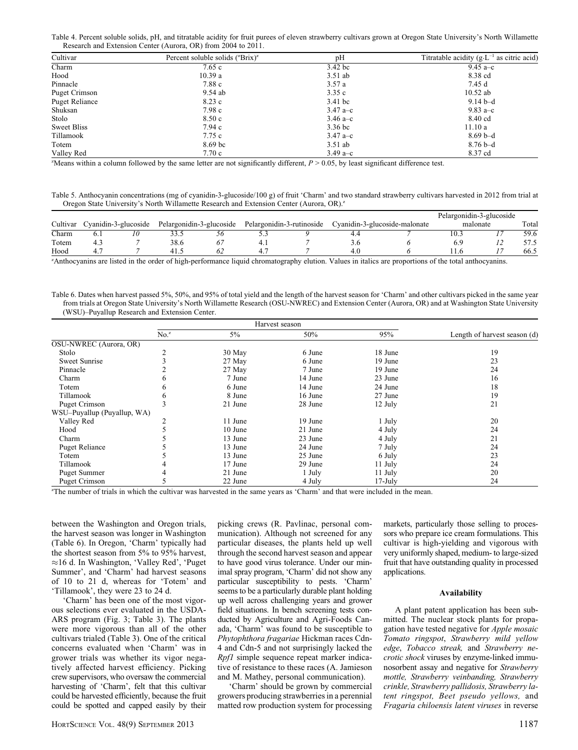Table 4. Percent soluble solids, pH, and titratable acidity for fruit purees of eleven strawberry cultivars grown at Oregon State University's North Willamette Research and Extension Center (Aurora, OR) from 2004 to 2011.

| Cultivar | Percent soluble solids (°Brix)[z] | pH | Titratable acidity ($g \cdot L^{-1}$ as citric acid) |
|---|---|---|---|
| Charm | 7.65 c | 3.42 bc | 9.45 a–c |
| Hood | 10.39 a | 3.51 ab | 8.38 cd |
| Pinnacle | 7.88 c | 3.57 a | 7.45 d |
| Puget Crimson | 9.54 ab | 3.35 c | 10.52 ab |
| Puget Reliance | 8.23 c | 3.41 bc | 9.14 b–d |
| Shuksan | 7.98 c | 3.47 a–c | 9.83 a–c |
| Stolo | 8.50 c | 3.46 a–c | 8.40 cd |
| Sweet Bliss | 7.94 c | 3.36 bc | 11.10 a |
| Tillamook | 7.75 c | 3.47 a–c | 8.69 b–d |
| Totem | 8.69 bc | 3.51 ab | 8.76 b–d |
| Valley Red | 7.70 c | 3.49 a–c | 8.37 cd |

[z]Means within a column followed by the same letter are not significantly different, $P > 0.05$, by least significant difference test.

Table 5. Anthocyanin concentrations (mg of cyanidin-3-glucoside/100 g) of fruit 'Charm' and two standard strawberry cultivars harvested in 2012 from trial at Oregon State University's North Willamette Research and Extension Center (Aurora, OR).[z]

| Cultivar | Cyanidin-3-glucoside | | Pelargonidin-3-glucoside | | Pelargonidin-3-rutinoside | | Cyanidin-3-glucoside-malonate | | Pelargonidin-3-glucoside malonate | | Total |
|---|---|---|---|---|---|---|---|---|---|---|---|
| Charm | 6.1 | *10* | 33.5 | *56* | 5.3 | *9* | 4.4 | *7* | 10.3 | *17* | 59.6 |
| Totem | 4.3 | *7* | 38.6 | *67* | 4.1 | *7* | 3.6 | *6* | 6.9 | *12* | 57.5 |
| Hood | 4.7 | *7* | 41.5 | *62* | 4.7 | *7* | 4.0 | *6* | 11.6 | *17* | 66.5 |

[z]Anthocyanins are listed in the order of high-performance liquid chromatography elution. Values in italics are proportions of the total anthocyanins.

Table 6. Dates when harvest passed 5%, 50%, and 95% of total yield and the length of the harvest season for 'Charm' and other cultivars picked in the same year from trials at Oregon State University's North Willamette Research (OSU-NWREC) and Extension Center (Aurora, OR) and at Washington State University (WSU)–Puyallup Research and Extension Center.

| | Harvest season | | | | |
|---|---|---|---|---|---|
| | No.[z] | 5% | 50% | 95% | Length of harvest season (d) |
| OSU-NWREC (Aurora, OR) | | | | | |
| Stolo | 2 | 30 May | 6 June | 18 June | 19 |
| Sweet Sunrise | 3 | 27 May | 6 June | 19 June | 23 |
| Pinnacle | 2 | 27 May | 7 June | 19 June | 24 |
| Charm | 6 | 7 June | 14 June | 23 June | 16 |
| Totem | 6 | 6 June | 14 June | 24 June | 18 |
| Tillamook | 6 | 8 June | 16 June | 27 June | 19 |
| Puget Crimson | 3 | 21 June | 28 June | 12 July | 21 |
| WSU–Puyallup (Puyallup, WA) | | | | | |
| Valley Red | 2 | 11 June | 19 June | 1 July | 20 |
| Hood | 5 | 10 June | 21 June | 4 July | 24 |
| Charm | 5 | 13 June | 23 June | 4 July | 21 |
| Puget Reliance | 5 | 13 June | 24 June | 7 July | 24 |
| Totem | 5 | 13 June | 25 June | 6 July | 23 |
| Tillamook | 4 | 17 June | 29 June | 11 July | 24 |
| Puget Summer | 4 | 21 June | 1 July | 11 July | 20 |
| Puget Crimson | 5 | 22 June | 4 July | 17-July | 24 |

[z]The number of trials in which the cultivar was harvested in the same years as 'Charm' and that were included in the mean.

between the Washington and Oregon trials, the harvest season was longer in Washington (Table 6). In Oregon, 'Charm' typically had the shortest season from 5% to 95% harvest, ≈16 d. In Washington, 'Valley Red', 'Puget Summer', and 'Charm' had harvest seasons of 10 to 21 d, whereas for 'Totem' and 'Tillamook', they were 23 to 24 d.

'Charm' has been one of the most vigorous selections ever evaluated in the USDA-ARS program (Fig. 3; Table 3). The plants were more vigorous than all of the other cultivars trialed (Table 3). One of the critical concerns evaluated when 'Charm' was in grower trials was whether its vigor negatively affected harvest efficiency. Picking crew supervisors, who oversaw the commercial harvesting of 'Charm', felt that this cultivar could be harvested efficiently, because the fruit could be spotted and capped easily by their picking crews (R. Pavlinac, personal communication). Although not screened for any particular diseases, the plants held up well through the second harvest season and appear to have good virus tolerance. Under our minimal spray program, 'Charm' did not show any particular susceptibility to pests. 'Charm' seems to be a particularly durable plant holding up well across challenging years and grower field situations. In bench screening tests conducted by Agriculture and Agri-Foods Canada, 'Charm' was found to be susceptible to *Phytophthora fragariae* Hickman races Cdn-4 and Cdn-5 and not surprisingly lacked the *Rpf1* simple sequence repeat marker indicative of resistance to these races (A. Jamieson and M. Mathey, personal communication).

'Charm' should be grown by commercial growers producing strawberries in a perennial matted row production system for processing markets, particularly those selling to processors who prepare ice cream formulations. This cultivar is high-yielding and vigorous with very uniformly shaped, medium- to large-sized fruit that have outstanding quality in processed applications.

### Availability

A plant patent application has been submitted. The nuclear stock plants for propagation have tested negative for *Apple mosaic Tomato ringspot*, *Strawberry mild yellow edge*, *Tobacco streak,* and *Strawberry necrotic shock* viruses by enzyme-linked immunosorbent assay and negative for *Strawberry mottle, Strawberry veinbanding, Strawberry crinkle, Strawberry pallidosis, Strawberry latent ringspot, Beet pseudo yellows,* and *Fragaria chiloensis latent viruses* in reverse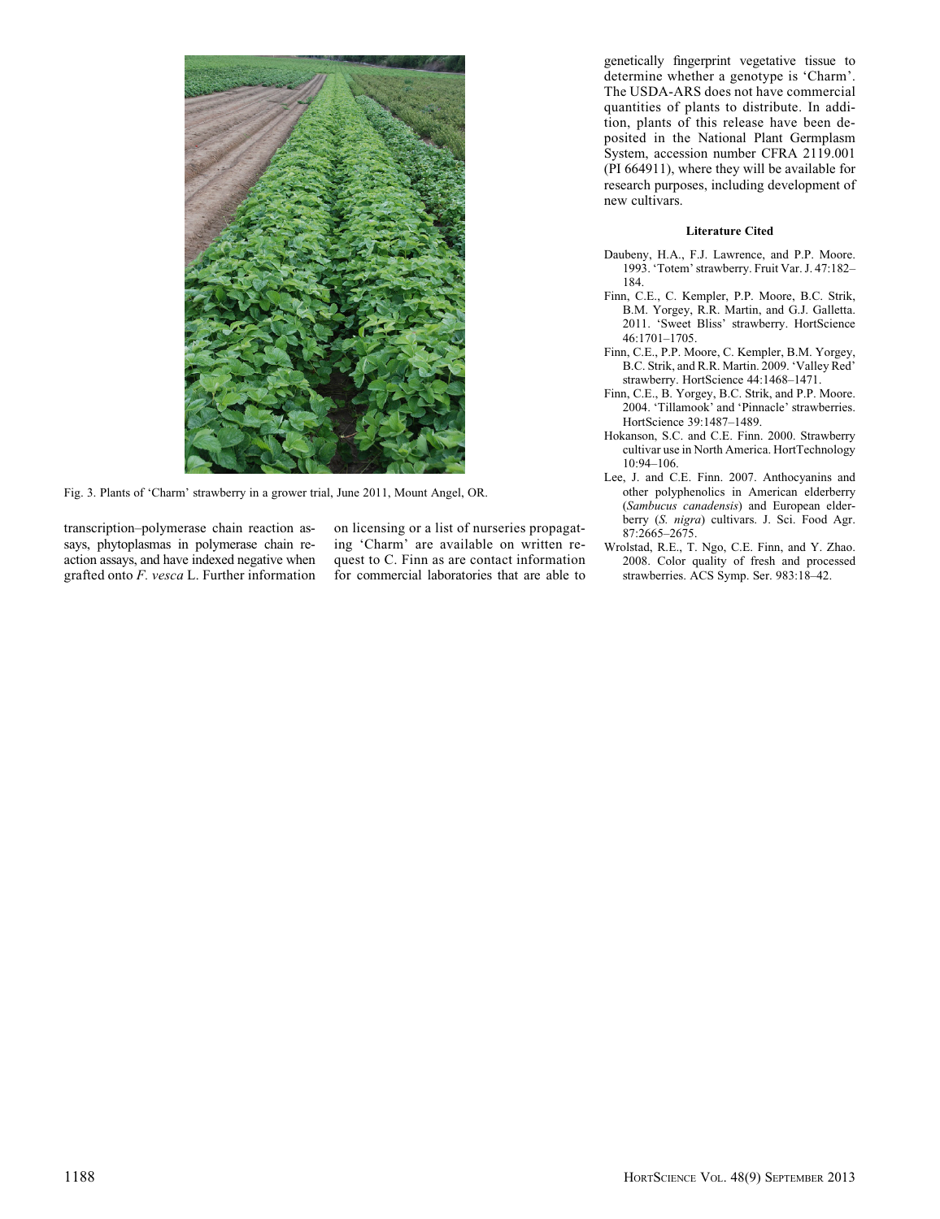Fig. 3. Plants of 'Charm' strawberry in a grower trial, June 2011, Mount Angel, OR.

transcription–polymerase chain reaction assays, phytoplasmas in polymerase chain reaction assays, and have indexed negative when grafted onto *F. vesca* L. Further information on licensing or a list of nurseries propagating 'Charm' are available on written request to C. Finn as are contact information for commercial laboratories that are able to genetically fingerprint vegetative tissue to determine whether a genotype is 'Charm'. The USDA-ARS does not have commercial quantities of plants to distribute. In addition, plants of this release have been deposited in the National Plant Germplasm System, accession number CFRA 2119.001 (PI 664911), where they will be available for research purposes, including development of new cultivars.

### Literature Cited

Daubeny, H.A., F.J. Lawrence, and P.P. Moore. 1993. 'Totem' strawberry. Fruit Var. J. 47:182–184.

Finn, C.E., C. Kempler, P.P. Moore, B.C. Strik, B.M. Yorgey, R.R. Martin, and G.J. Galletta. 2011. 'Sweet Bliss' strawberry. HortScience 46:1701–1705.

Finn, C.E., P.P. Moore, C. Kempler, B.M. Yorgey, B.C. Strik, and R.R. Martin. 2009. 'Valley Red' strawberry. HortScience 44:1468–1471.

Finn, C.E., B. Yorgey, B.C. Strik, and P.P. Moore. 2004. 'Tillamook' and 'Pinnacle' strawberries. HortScience 39:1487–1489.

Hokanson, S.C. and C.E. Finn. 2000. Strawberry cultivar use in North America. HortTechnology 10:94–106.

Lee, J. and C.E. Finn. 2007. Anthocyanins and other polyphenolics in American elderberry (*Sambucus canadensis*) and European elderberry (*S. nigra*) cultivars. J. Sci. Food Agr. 87:2665–2675.

Wrolstad, R.E., T. Ngo, C.E. Finn, and Y. Zhao. 2008. Color quality of fresh and processed strawberries. ACS Symp. Ser. 983:18–42.